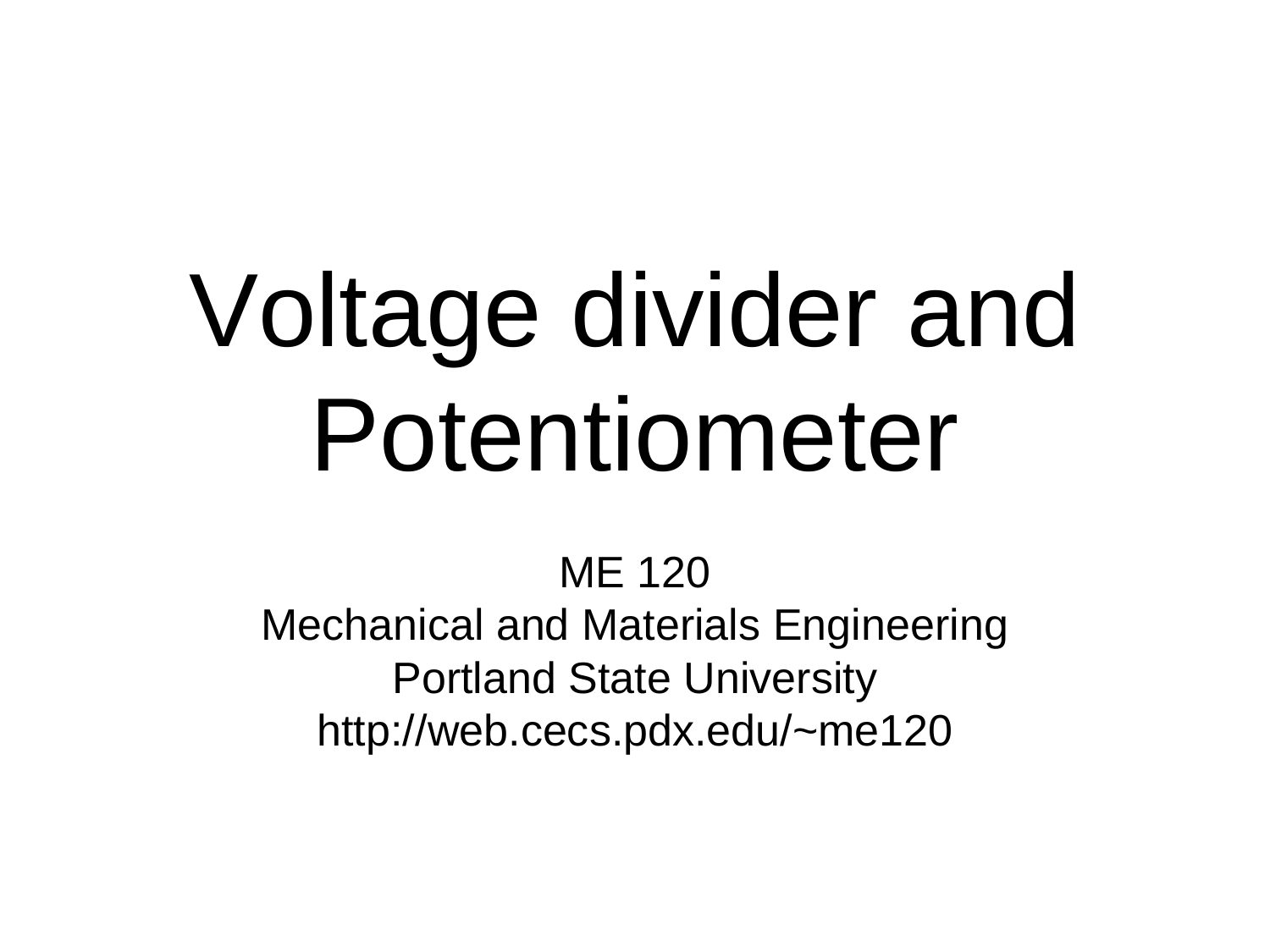# Voltage divider and Potentiometer

ME 120
Mechanical and Materials Engineering
Portland State University
http://web.cecs.pdx.edu/~me120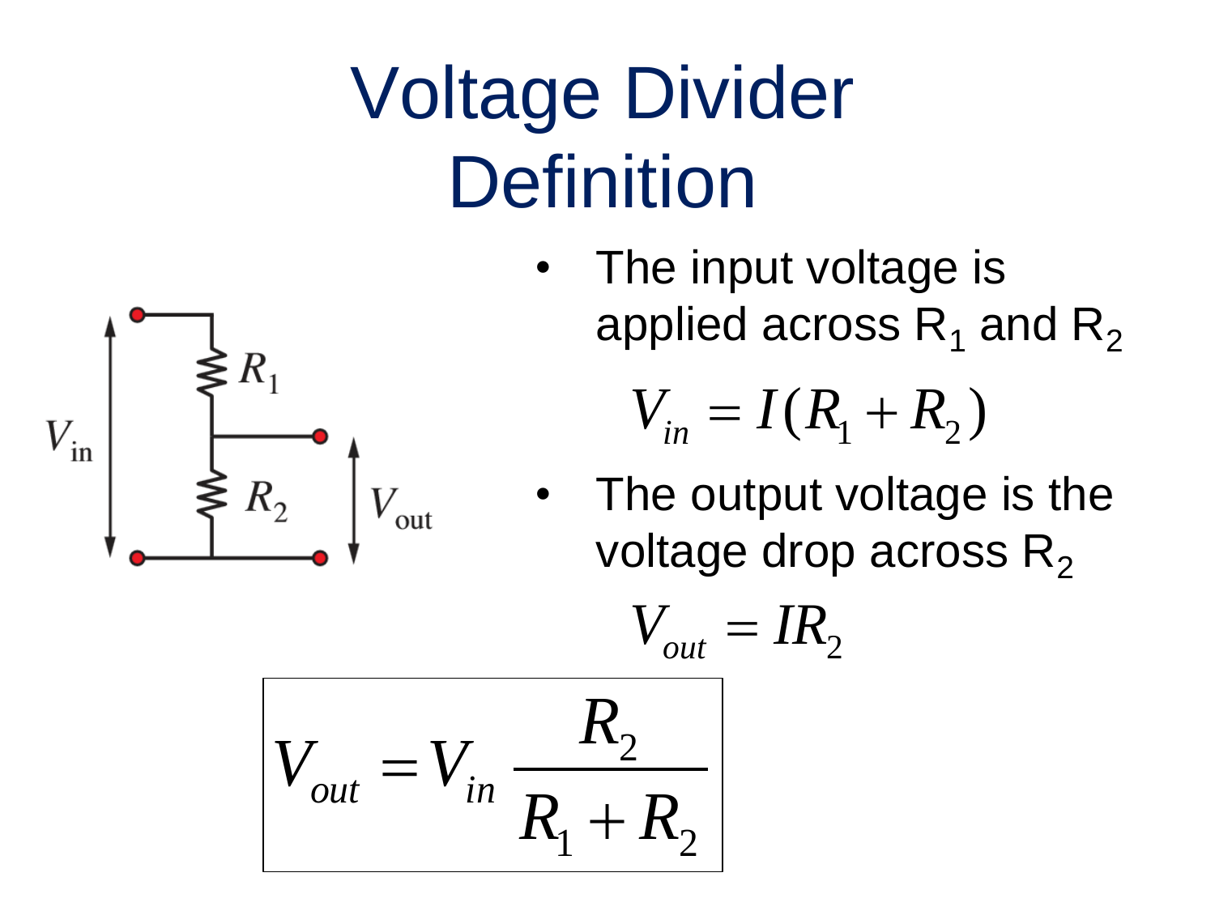# Voltage Divider Definition

- The input voltage is applied across $R_1$ and $R_2$

$$V_{in} = I(R_1 + R_2)$$

- The output voltage is the voltage drop across $R_2$

$$V_{out} = IR_2$$

$$V_{out} = V_{in} \frac{R_2}{R_1 + R_2}$$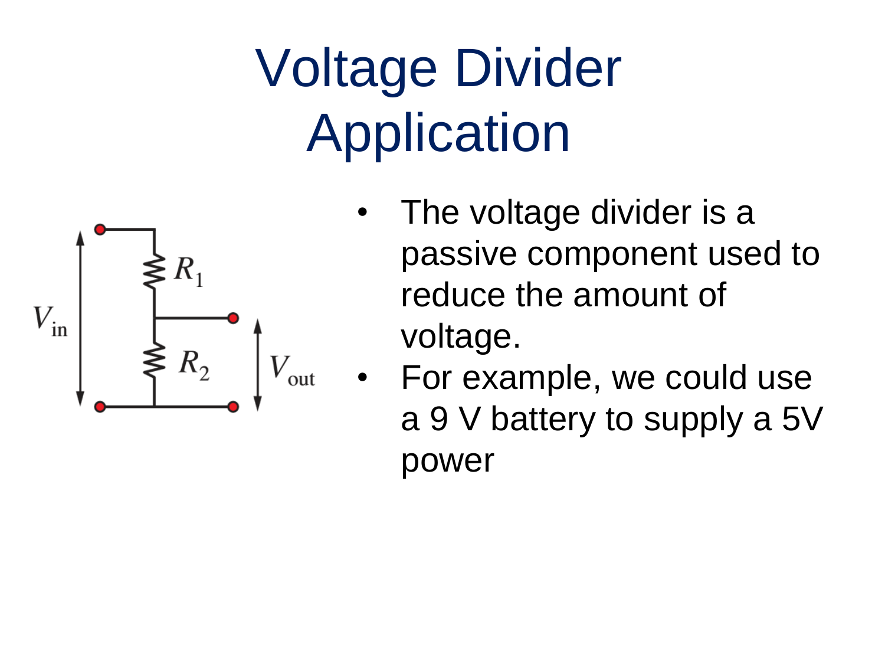# Voltage Divider Application

- The voltage divider is a passive component used to reduce the amount of voltage.
- For example, we could use a 9 V battery to supply a 5V power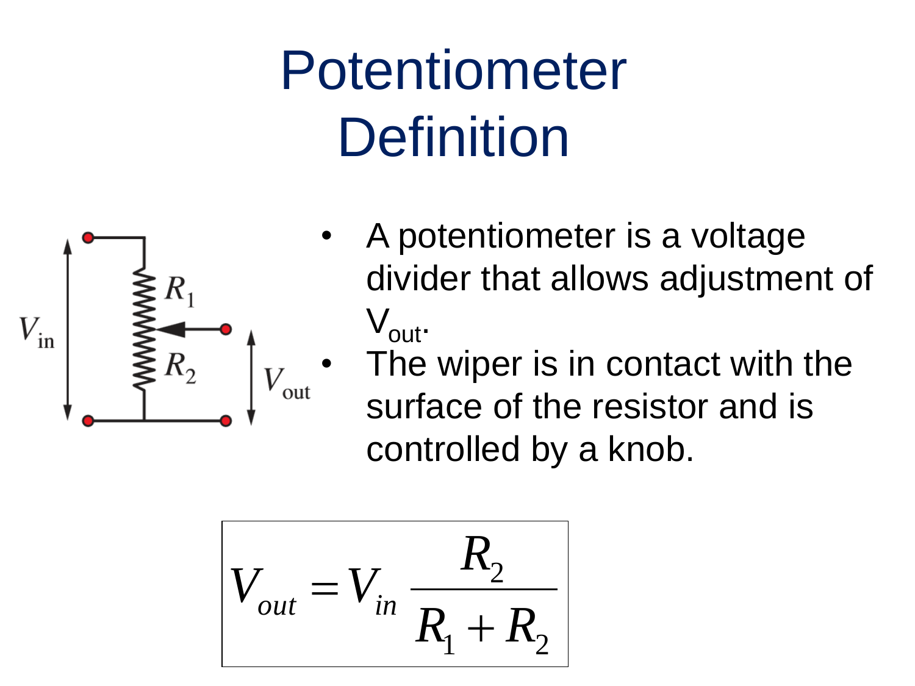# Potentiometer Definition

- A potentiometer is a voltage divider that allows adjustment of $V_{out}$.
- The wiper is in contact with the surface of the resistor and is controlled by a knob.

$$V_{out} = V_{in} \frac{R_2}{R_1 + R_2}$$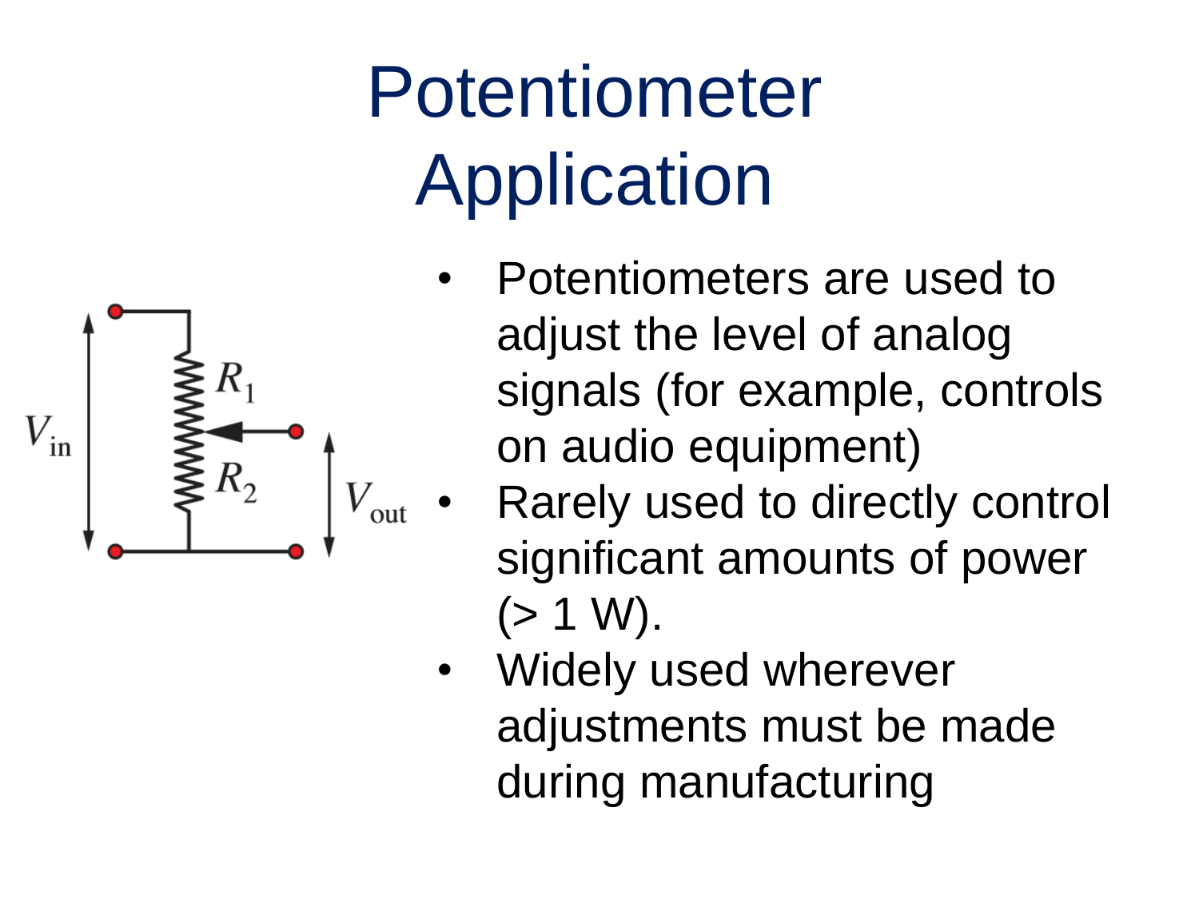# Potentiometer Application

- Potentiometers are used to adjust the level of analog signals (for example, controls on audio equipment)
- Rarely used to directly control significant amounts of power (> 1 W).
- Widely used wherever adjustments must be made during manufacturing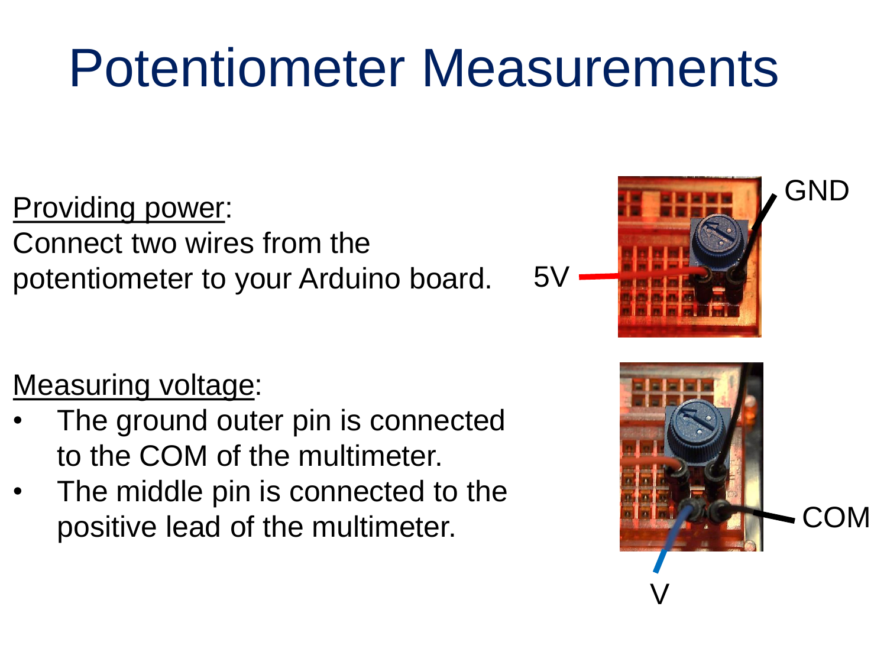# Potentiometer Measurements

Providing power:
Connect two wires from the potentiometer to your Arduino board.

GND

5V

Measuring voltage:

- The ground outer pin is connected to the COM of the multimeter.
- The middle pin is connected to the positive lead of the multimeter.

COM

V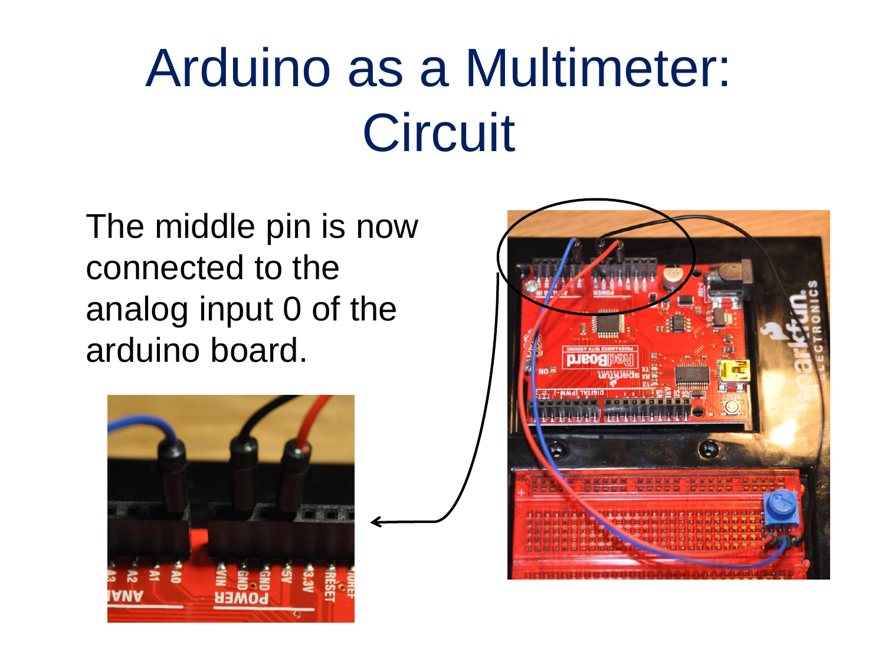# Arduino as a Multimeter: Circuit

The middle pin is now connected to the analog input 0 of the arduino board.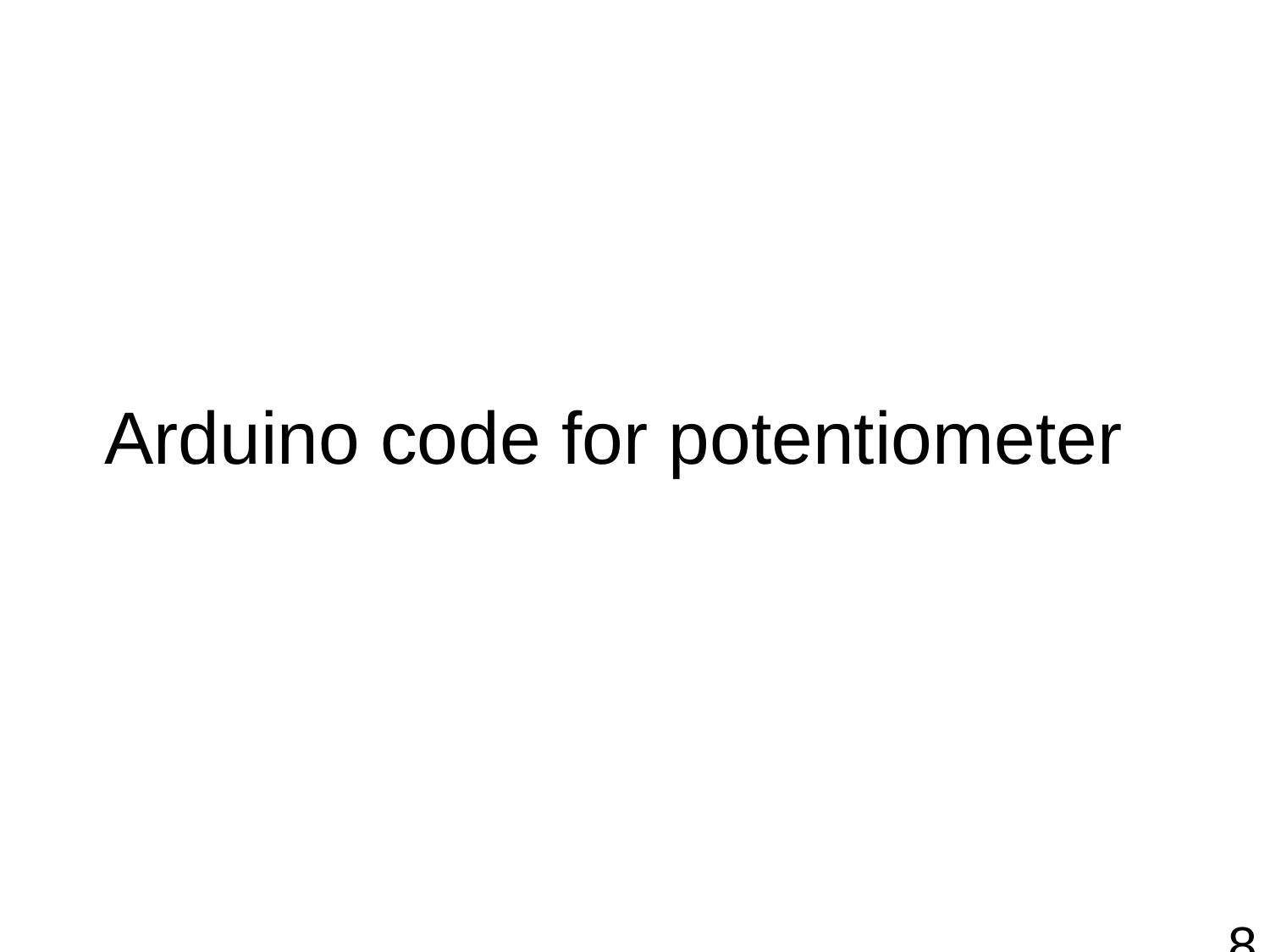# Arduino code for potentiometer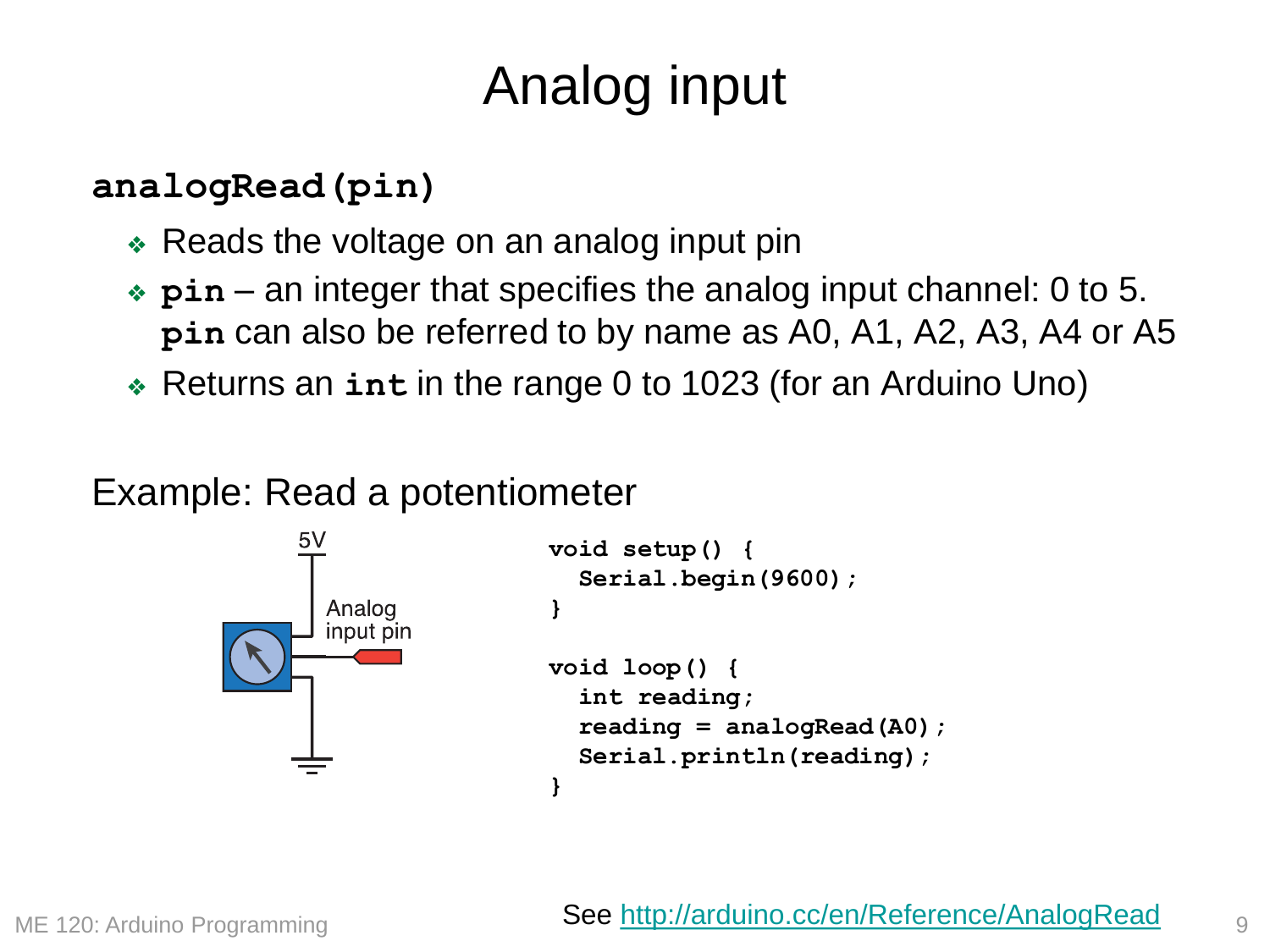# Analog input

**`analogRead(pin)`**

- Reads the voltage on an analog input pin
- **`pin`** – an integer that specifies the analog input channel: 0 to 5. **`pin`** can also be referred to by name as A0, A1, A2, A3, A4 or A5
- Returns an **`int`** in the range 0 to 1023 (for an Arduino Uno)

Example: Read a potentiometer

5V

Analog input pin

```
void setup() {
  Serial.begin(9600);
}

void loop() {
  int reading;
  reading = analogRead(A0);
  Serial.println(reading);
}
```

See http://arduino.cc/en/Reference/AnalogRead